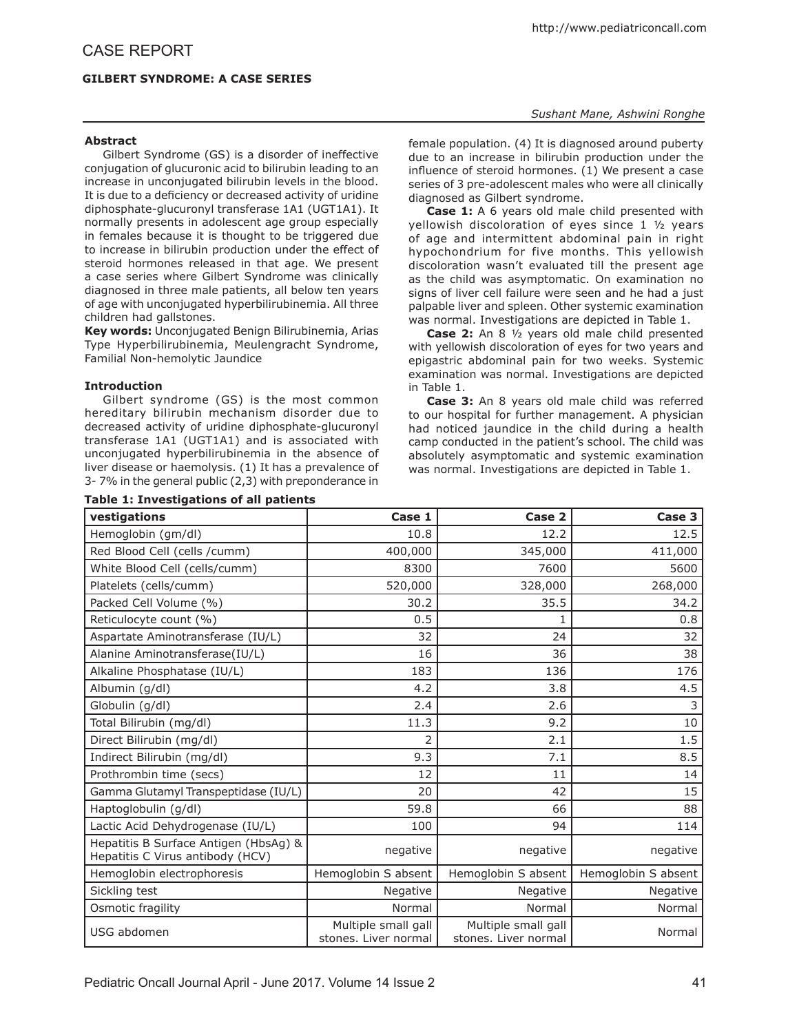# CASE REPORT

## GILBERT SYNDROME: A CASE SERIES

*Sushant Mane, Ashwini Ronghe*

**Abstract**

Gilbert Syndrome (GS) is a disorder of ineffective conjugation of glucuronic acid to bilirubin leading to an increase in unconjugated bilirubin levels in the blood. It is due to a deficiency or decreased activity of uridine diphosphate-glucuronyl transferase 1A1 (UGT1A1). It normally presents in adolescent age group especially in females because it is thought to be triggered due to increase in bilirubin production under the effect of steroid hormones released in that age. We present a case series where Gilbert Syndrome was clinically diagnosed in three male patients, all below ten years of age with unconjugated hyperbilirubinemia. All three children had gallstones.

**Key words:** Unconjugated Benign Bilirubinemia, Arias Type Hyperbilirubinemia, Meulengracht Syndrome, Familial Non-hemolytic Jaundice

**Introduction**

Gilbert syndrome (GS) is the most common hereditary bilirubin mechanism disorder due to decreased activity of uridine diphosphate-glucuronyl transferase 1A1 (UGT1A1) and is associated with unconjugated hyperbilirubinemia in the absence of liver disease or haemolysis. (1) It has a prevalence of 3- 7% in the general public (2,3) with preponderance in female population. (4) It is diagnosed around puberty due to an increase in bilirubin production under the influence of steroid hormones. (1) We present a case series of 3 pre-adolescent males who were all clinically diagnosed as Gilbert syndrome.

**Case 1:** A 6 years old male child presented with yellowish discoloration of eyes since 1 ½ years of age and intermittent abdominal pain in right hypochondrium for five months. This yellowish discoloration wasn't evaluated till the present age as the child was asymptomatic. On examination no signs of liver cell failure were seen and he had a just palpable liver and spleen. Other systemic examination was normal. Investigations are depicted in Table 1.

**Case 2:** An 8 ½ years old male child presented with yellowish discoloration of eyes for two years and epigastric abdominal pain for two weeks. Systemic examination was normal. Investigations are depicted in Table 1.

**Case 3:** An 8 years old male child was referred to our hospital for further management. A physician had noticed jaundice in the child during a health camp conducted in the patient's school. The child was absolutely asymptomatic and systemic examination was normal. Investigations are depicted in Table 1.

**Table 1: Investigations of all patients**

| vestigations | Case 1 | Case 2 | Case 3 |
|---|---|---|---|
| Hemoglobin (gm/dl) | 10.8 | 12.2 | 12.5 |
| Red Blood Cell (cells /cumm) | 400,000 | 345,000 | 411,000 |
| White Blood Cell (cells/cumm) | 8300 | 7600 | 5600 |
| Platelets (cells/cumm) | 520,000 | 328,000 | 268,000 |
| Packed Cell Volume (%) | 30.2 | 35.5 | 34.2 |
| Reticulocyte count (%) | 0.5 | 1 | 0.8 |
| Aspartate Aminotransferase (IU/L) | 32 | 24 | 32 |
| Alanine Aminotransferase(IU/L) | 16 | 36 | 38 |
| Alkaline Phosphatase (IU/L) | 183 | 136 | 176 |
| Albumin (g/dl) | 4.2 | 3.8 | 4.5 |
| Globulin (g/dl) | 2.4 | 2.6 | 3 |
| Total Bilirubin (mg/dl) | 11.3 | 9.2 | 10 |
| Direct Bilirubin (mg/dl) | 2 | 2.1 | 1.5 |
| Indirect Bilirubin (mg/dl) | 9.3 | 7.1 | 8.5 |
| Prothrombin time (secs) | 12 | 11 | 14 |
| Gamma Glutamyl Transpeptidase (IU/L) | 20 | 42 | 15 |
| Haptoglobulin (g/dl) | 59.8 | 66 | 88 |
| Lactic Acid Dehydrogenase (IU/L) | 100 | 94 | 114 |
| Hepatitis B Surface Antigen (HbsAg) & Hepatitis C Virus antibody (HCV) | negative | negative | negative |
| Hemoglobin electrophoresis | Hemoglobin S absent | Hemoglobin S absent | Hemoglobin S absent |
| Sickling test | Negative | Negative | Negative |
| Osmotic fragility | Normal | Normal | Normal |
| USG abdomen | Multiple small gall stones. Liver normal | Multiple small gall stones. Liver normal | Normal |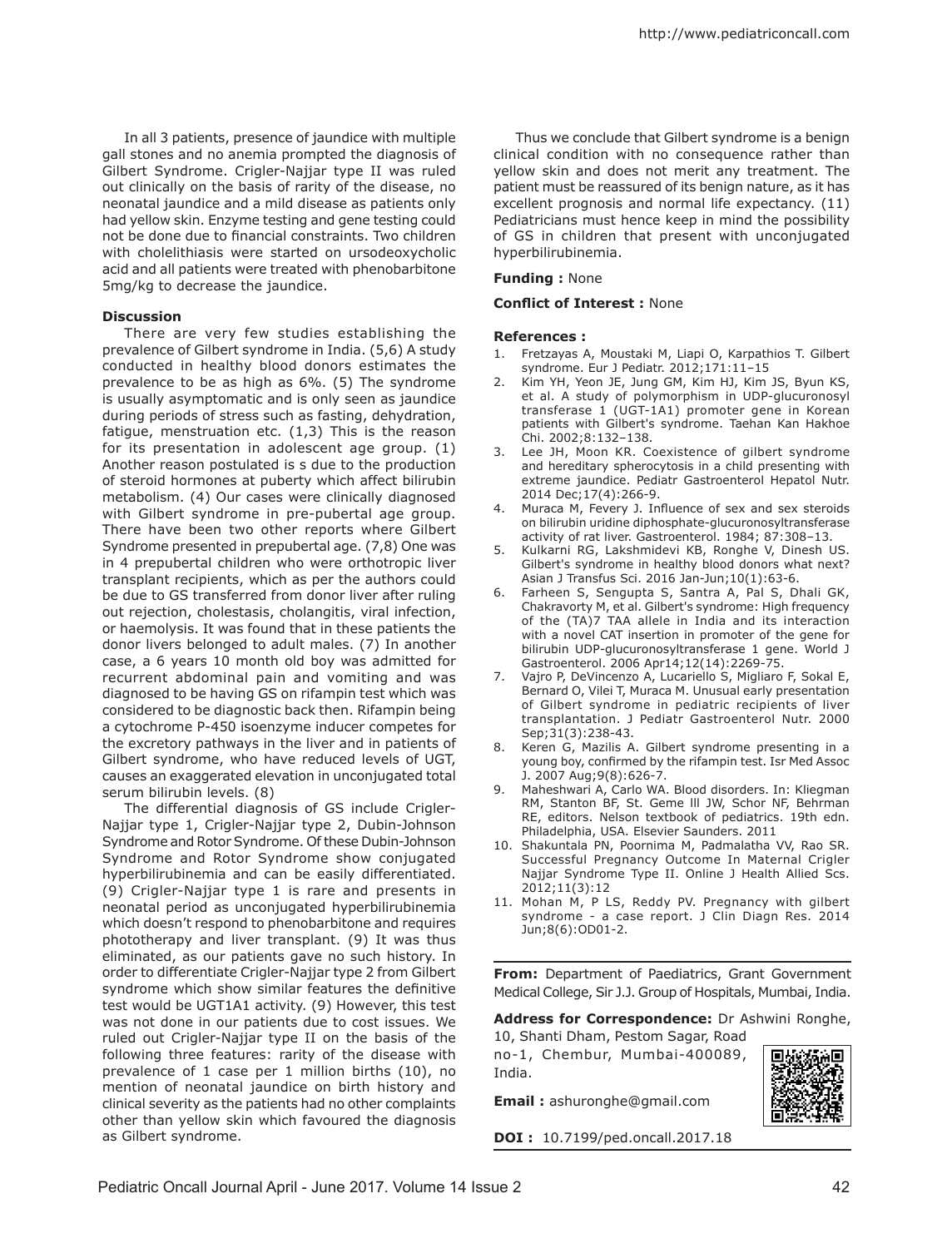In all 3 patients, presence of jaundice with multiple gall stones and no anemia prompted the diagnosis of Gilbert Syndrome. Crigler-Najjar type II was ruled out clinically on the basis of rarity of the disease, no neonatal jaundice and a mild disease as patients only had yellow skin. Enzyme testing and gene testing could not be done due to financial constraints. Two children with cholelithiasis were started on ursodeoxycholic acid and all patients were treated with phenobarbitone 5mg/kg to decrease the jaundice.

**Discussion**

There are very few studies establishing the prevalence of Gilbert syndrome in India. (5,6) A study conducted in healthy blood donors estimates the prevalence to be as high as 6%. (5) The syndrome is usually asymptomatic and is only seen as jaundice during periods of stress such as fasting, dehydration, fatigue, menstruation etc. (1,3) This is the reason for its presentation in adolescent age group. (1) Another reason postulated is s due to the production of steroid hormones at puberty which affect bilirubin metabolism. (4) Our cases were clinically diagnosed with Gilbert syndrome in pre-pubertal age group. There have been two other reports where Gilbert Syndrome presented in prepubertal age. (7,8) One was in 4 prepubertal children who were orthotropic liver transplant recipients, which as per the authors could be due to GS transferred from donor liver after ruling out rejection, cholestasis, cholangitis, viral infection, or haemolysis. It was found that in these patients the donor livers belonged to adult males. (7) In another case, a 6 years 10 month old boy was admitted for recurrent abdominal pain and vomiting and was diagnosed to be having GS on rifampin test which was considered to be diagnostic back then. Rifampin being a cytochrome P-450 isoenzyme inducer competes for the excretory pathways in the liver and in patients of Gilbert syndrome, who have reduced levels of UGT, causes an exaggerated elevation in unconjugated total serum bilirubin levels. (8)

The differential diagnosis of GS include Crigler-Najjar type 1, Crigler-Najjar type 2, Dubin-Johnson Syndrome and Rotor Syndrome. Of these Dubin-Johnson Syndrome and Rotor Syndrome show conjugated hyperbilirubinemia and can be easily differentiated. (9) Crigler-Najjar type 1 is rare and presents in neonatal period as unconjugated hyperbilirubinemia which doesn't respond to phenobarbitone and requires phototherapy and liver transplant. (9) It was thus eliminated, as our patients gave no such history. In order to differentiate Crigler-Najjar type 2 from Gilbert syndrome which show similar features the definitive test would be UGT1A1 activity. (9) However, this test was not done in our patients due to cost issues. We ruled out Crigler-Najjar type II on the basis of the following three features: rarity of the disease with prevalence of 1 case per 1 million births (10), no mention of neonatal jaundice on birth history and clinical severity as the patients had no other complaints other than yellow skin which favoured the diagnosis as Gilbert syndrome.

Thus we conclude that Gilbert syndrome is a benign clinical condition with no consequence rather than yellow skin and does not merit any treatment. The patient must be reassured of its benign nature, as it has excellent prognosis and normal life expectancy. (11) Pediatricians must hence keep in mind the possibility of GS in children that present with unconjugated hyperbilirubinemia.

**Funding :** None

**Conflict of Interest :** None

**References :**

1. Fretzayas A, Moustaki M, Liapi O, Karpathios T. Gilbert syndrome. Eur J Pediatr. 2012;171:11–15
2. Kim YH, Yeon JE, Jung GM, Kim HJ, Kim JS, Byun KS, et al. A study of polymorphism in UDP-glucuronosyl transferase 1 (UGT-1A1) promoter gene in Korean patients with Gilbert's syndrome. Taehan Kan Hakhoe Chi. 2002;8:132–138.
3. Lee JH, Moon KR. Coexistence of gilbert syndrome and hereditary spherocytosis in a child presenting with extreme jaundice. Pediatr Gastroenterol Hepatol Nutr. 2014 Dec;17(4):266-9.
4. Muraca M, Fevery J. Influence of sex and sex steroids on bilirubin uridine diphosphate-glucuronosyltransferase activity of rat liver. Gastroenterol. 1984; 87:308–13.
5. Kulkarni RG, Lakshmidevi KB, Ronghe V, Dinesh US. Gilbert's syndrome in healthy blood donors what next? Asian J Transfus Sci. 2016 Jan-Jun;10(1):63-6.
6. Farheen S, Sengupta S, Santra A, Pal S, Dhali GK, Chakravorty M, et al. Gilbert's syndrome: High frequency of the (TA)7 TAA allele in India and its interaction with a novel CAT insertion in promoter of the gene for bilirubin UDP-glucuronosyltransferase 1 gene. World J Gastroenterol. 2006 Apr14;12(14):2269-75.
7. Vajro P, DeVincenzo A, Lucariello S, Migliaro F, Sokal E, Bernard O, Vilei T, Muraca M. Unusual early presentation of Gilbert syndrome in pediatric recipients of liver transplantation. J Pediatr Gastroenterol Nutr. 2000 Sep;31(3):238-43.
8. Keren G, Mazilis A. Gilbert syndrome presenting in a young boy, confirmed by the rifampin test. Isr Med Assoc J. 2007 Aug;9(8):626-7.
9. Maheshwari A, Carlo WA. Blood disorders. In: Kliegman RM, Stanton BF, St. Geme lll JW, Schor NF, Behrman RE, editors. Nelson textbook of pediatrics. 19th edn. Philadelphia, USA. Elsevier Saunders. 2011
10. Shakuntala PN, Poornima M, Padmalatha VV, Rao SR. Successful Pregnancy Outcome In Maternal Crigler Najjar Syndrome Type II. Online J Health Allied Scs. 2012;11(3):12
11. Mohan M, P LS, Reddy PV. Pregnancy with gilbert syndrome - a case report. J Clin Diagn Res. 2014 Jun;8(6):OD01-2.

**From:** Department of Paediatrics, Grant Government Medical College, Sir J.J. Group of Hospitals, Mumbai, India.

**Address for Correspondence:** Dr Ashwini Ronghe, 10, Shanti Dham, Pestom Sagar, Road no-1, Chembur, Mumbai-400089, India.

**Email :** ashuronghe@gmail.com

**DOI :** 10.7199/ped.oncall.2017.18